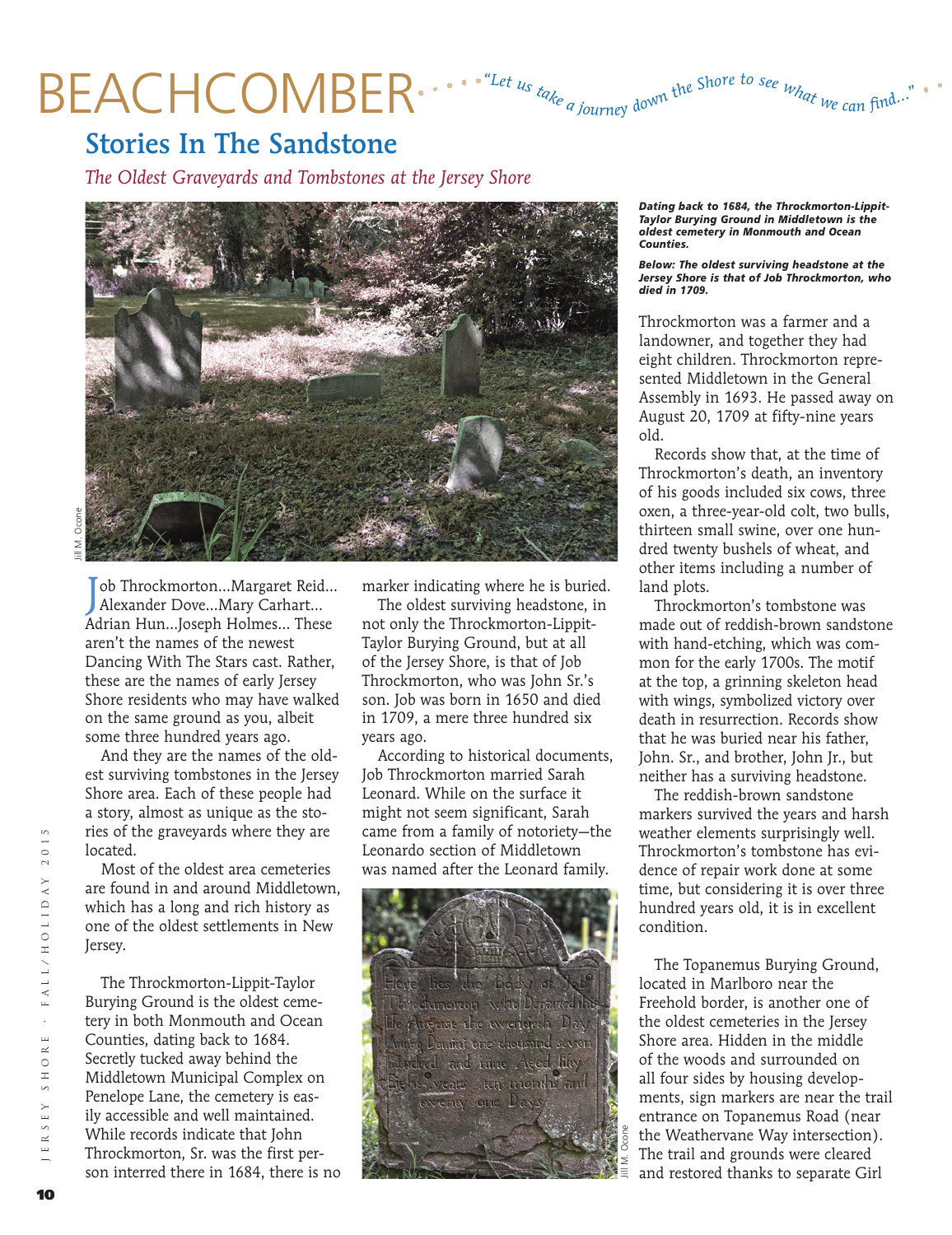# BEACHCOMBER

*"Let us take a journey down the Shore to see what we can find..."*

## Stories In The Sandstone

*The Oldest Graveyards and Tombstones at the Jersey Shore*

***Dating back to 1684, the Throckmorton-Lippit-Taylor Burying Ground in Middletown is the oldest cemetery in Monmouth and Ocean Counties.***

***Below: The oldest surviving headstone at the Jersey Shore is that of Job Throckmorton, who died in 1709.***

Job Throckmorton...Margaret Reid... Alexander Dove...Mary Carhart... Adrian Hun...Joseph Holmes... These aren't the names of the newest Dancing With The Stars cast. Rather, these are the names of early Jersey Shore residents who may have walked on the same ground as you, albeit some three hundred years ago.

And they are the names of the oldest surviving tombstones in the Jersey Shore area. Each of these people had a story, almost as unique as the stories of the graveyards where they are located.

Most of the oldest area cemeteries are found in and around Middletown, which has a long and rich history as one of the oldest settlements in New Jersey.

The Throckmorton-Lippit-Taylor Burying Ground is the oldest cemetery in both Monmouth and Ocean Counties, dating back to 1684. Secretly tucked away behind the Middletown Municipal Complex on Penelope Lane, the cemetery is easily accessible and well maintained. While records indicate that John Throckmorton, Sr. was the first person interred there in 1684, there is no marker indicating where he is buried.

The oldest surviving headstone, in not only the Throckmorton-Lippit-Taylor Burying Ground, but at all of the Jersey Shore, is that of Job Throckmorton, who was John Sr.'s son. Job was born in 1650 and died in 1709, a mere three hundred six years ago.

According to historical documents, Job Throckmorton married Sarah Leonard. While on the surface it might not seem significant, Sarah came from a family of notoriety—the Leonardo section of Middletown was named after the Leonard family.

Throckmorton was a farmer and a landowner, and together they had eight children. Throckmorton represented Middletown in the General Assembly in 1693. He passed away on August 20, 1709 at fifty-nine years old.

Records show that, at the time of Throckmorton's death, an inventory of his goods included six cows, three oxen, a three-year-old colt, two bulls, thirteen small swine, over one hundred twenty bushels of wheat, and other items including a number of land plots.

Throckmorton's tombstone was made out of reddish-brown sandstone with hand-etching, which was common for the early 1700s. The motif at the top, a grinning skeleton head with wings, symbolized victory over death in resurrection. Records show that he was buried near his father, John. Sr., and brother, John Jr., but neither has a surviving headstone.

The reddish-brown sandstone markers survived the years and harsh weather elements surprisingly well. Throckmorton's tombstone has evidence of repair work done at some time, but considering it is over three hundred years old, it is in excellent condition.

The Topanemus Burying Ground, located in Marlboro near the Freehold border, is another one of the oldest cemeteries in the Jersey Shore area. Hidden in the middle of the woods and surrounded on all four sides by housing developments, sign markers are near the trail entrance on Topanemus Road (near the Weathervane Way intersection). The trail and grounds were cleared and restored thanks to separate Girl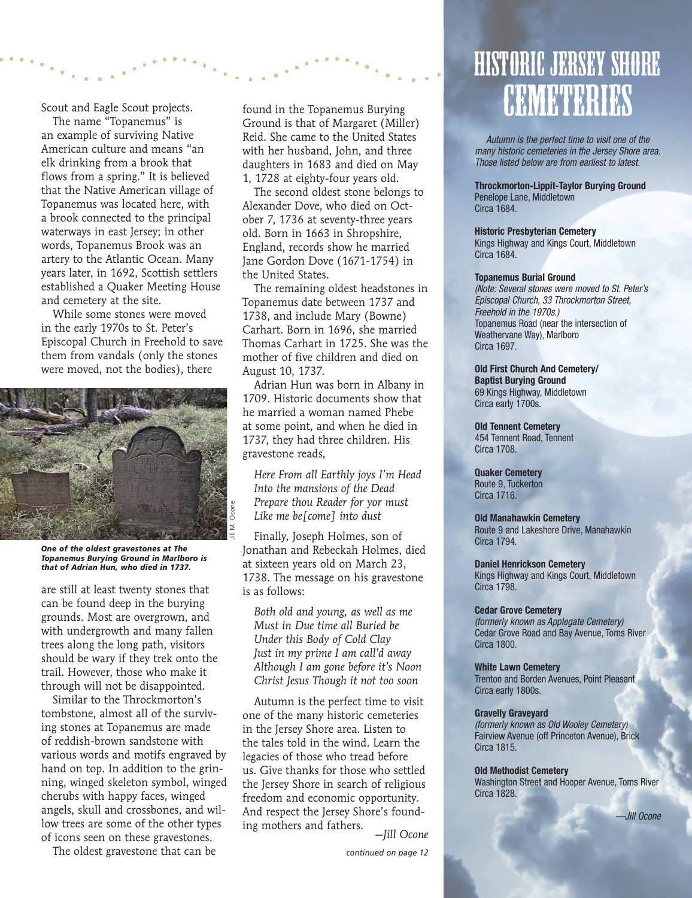Scout and Eagle Scout projects.

The name "Topanemus" is an example of surviving Native American culture and means "an elk drinking from a brook that flows from a spring." It is believed that the Native American village of Topanemus was located here, with a brook connected to the principal waterways in east Jersey; in other words, Topanemus Brook was an artery to the Atlantic Ocean. Many years later, in 1692, Scottish settlers established a Quaker Meeting House and cemetery at the site.

While some stones were moved in the early 1970s to St. Peter's Episcopal Church in Freehold to save them from vandals (only the stones were moved, not the bodies), there are still at least twenty stones that can be found deep in the burying grounds. Most are overgrown, and with undergrowth and many fallen trees along the long path, visitors should be wary if they trek onto the trail. However, those who make it through will not be disappointed.

*One of the oldest gravestones at The Topanemus Burying Ground in Marlboro is that of Adrian Hun, who died in 1737.*

Jill M. Ocone

Similar to the Throckmorton's tombstone, almost all of the surviving stones at Topanemus are made of reddish-brown sandstone with various words and motifs engraved by hand on top. In addition to the grinning, winged skeleton symbol, winged cherubs with happy faces, winged angels, skull and crossbones, and willow trees are some of the other types of icons seen on these gravestones.

The oldest gravestone that can be found in the Topanemus Burying Ground is that of Margaret (Miller) Reid. She came to the United States with her husband, John, and three daughters in 1683 and died on May 1, 1728 at eighty-four years old.

The second oldest stone belongs to Alexander Dove, who died on October 7, 1736 at seventy-three years old. Born in 1663 in Shropshire, England, records show he married Jane Gordon Dove (1671-1754) in the United States.

The remaining oldest headstones in Topanemus date between 1737 and 1738, and include Mary (Bowne) Carhart. Born in 1696, she married Thomas Carhart in 1725. She was the mother of five children and died on August 10, 1737.

Adrian Hun was born in Albany in 1709. Historic documents show that he married a woman named Phebe at some point, and when he died in 1737, they had three children. His gravestone reads,

*Here From all Earthly joys I'm Head*
*Into the mansions of the Dead*
*Prepare thou Reader for yor must*
*Like me be[come] into dust*

Finally, Joseph Holmes, son of Jonathan and Rebeckah Holmes, died at sixteen years old on March 23, 1738. The message on his gravestone is as follows:

*Both old and young, as well as me*
*Must in Due time all Buried be*
*Under this Body of Cold Clay*
*Just in my prime I am call'd away*
*Although I am gone before it's Noon*
*Christ Jesus Though it not too soon*

Autumn is the perfect time to visit one of the many historic cemeteries in the Jersey Shore area. Listen to the tales told in the wind. Learn the legacies of those who tread before us. Give thanks for those who settled the Jersey Shore in search of religious freedom and economic opportunity. And respect the Jersey Shore's founding mothers and fathers.

*—Jill Ocone*

*continued on page 12*

# HISTORIC JERSEY SHORE CEMETERIES

*Autumn is the perfect time to visit one of the many historic cemeteries in the Jersey Shore area. Those listed below are from earliest to latest.*

**Throckmorton-Lippit-Taylor Burying Ground**
Penelope Lane, Middletown
Circa 1684.

**Historic Presbyterian Cemetery**
Kings Highway and Kings Court, Middletown
Circa 1684.

**Topanemus Burial Ground**
*(Note: Several stones were moved to St. Peter's Episcopal Church, 33 Throckmorton Street, Freehold in the 1970s.)*
Topanemus Road (near the intersection of Weathervane Way), Marlboro
Circa 1697.

**Old First Church And Cemetery/ Baptist Burying Ground**
69 Kings Highway, Middletown
Circa early 1700s.

**Old Tennent Cemetery**
454 Tennent Road, Tennent
Circa 1708.

**Quaker Cemetery**
Route 9, Tuckerton
Circa 1716.

**Old Manahawkin Cemetery**
Route 9 and Lakeshore Drive, Manahawkin
Circa 1794.

**Daniel Henrickson Cemetery**
Kings Highway and Kings Court, Middletown
Circa 1798.

**Cedar Grove Cemetery**
*(formerly known as Applegate Cemetery)*
Cedar Grove Road and Bay Avenue, Toms River
Circa 1800.

**White Lawn Cemetery**
Trenton and Borden Avenues, Point Pleasant
Circa early 1800s.

**Gravelly Graveyard**
*(formerly known as Old Wooley Cemetery)*
Fairview Avenue (off Princeton Avenue), Brick
Circa 1815.

**Old Methodist Cemetery**
Washington Street and Hooper Avenue, Toms River
Circa 1828.

*—Jill Ocone*